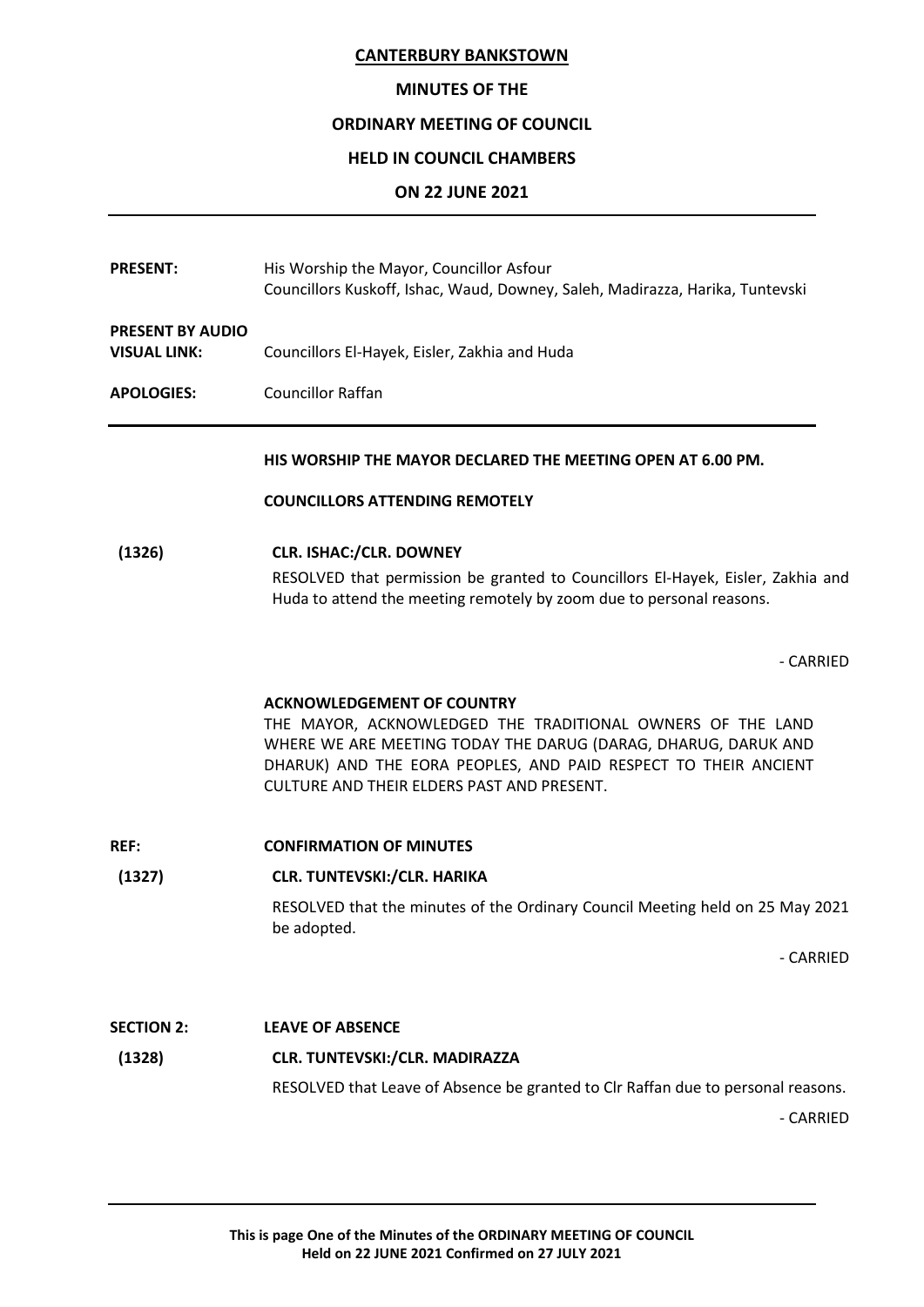# CANTERBURY BANKSTOWN

## MINUTES OF THE

## ORDINARY MEETING OF COUNCIL

## HELD IN COUNCIL CHAMBERS

## ON 22 JUNE 2021

---

**PRESENT:** His Worship the Mayor, Councillor Asfour
Councillors Kuskoff, Ishac, Waud, Downey, Saleh, Madirazza, Harika, Tuntevski

**PRESENT BY AUDIO VISUAL LINK:** Councillors El-Hayek, Eisler, Zakhia and Huda

**APOLOGIES:** Councillor Raffan

---

**HIS WORSHIP THE MAYOR DECLARED THE MEETING OPEN AT 6.00 PM.**

**COUNCILLORS ATTENDING REMOTELY**

**(1326) CLR. ISHAC:/CLR. DOWNEY**

RESOLVED that permission be granted to Councillors El-Hayek, Eisler, Zakhia and Huda to attend the meeting remotely by zoom due to personal reasons.

\- CARRIED

**ACKNOWLEDGEMENT OF COUNTRY**

THE MAYOR, ACKNOWLEDGED THE TRADITIONAL OWNERS OF THE LAND WHERE WE ARE MEETING TODAY THE DARUG (DARAG, DHARUG, DARUK AND DHARUK) AND THE EORA PEOPLES, AND PAID RESPECT TO THEIR ANCIENT CULTURE AND THEIR ELDERS PAST AND PRESENT.

**REF: CONFIRMATION OF MINUTES**

**(1327) CLR. TUNTEVSKI:/CLR. HARIKA**

RESOLVED that the minutes of the Ordinary Council Meeting held on 25 May 2021 be adopted.

\- CARRIED

**SECTION 2: LEAVE OF ABSENCE**

**(1328) CLR. TUNTEVSKI:/CLR. MADIRAZZA**

RESOLVED that Leave of Absence be granted to Clr Raffan due to personal reasons.

\- CARRIED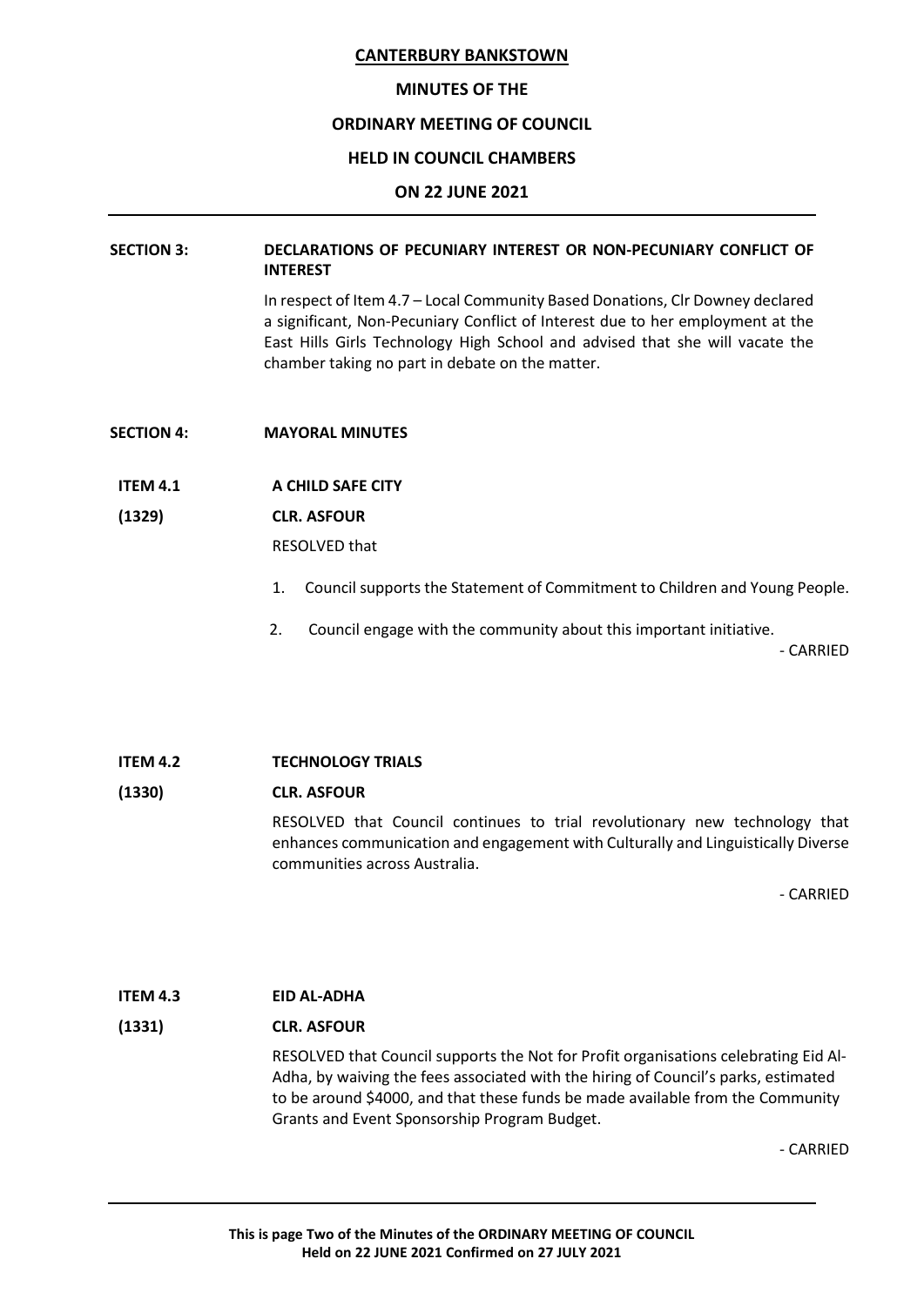**CANTERBURY BANKSTOWN**

**MINUTES OF THE**

**ORDINARY MEETING OF COUNCIL**

**HELD IN COUNCIL CHAMBERS**

**ON 22 JUNE 2021**

---

**SECTION 3: DECLARATIONS OF PECUNIARY INTEREST OR NON-PECUNIARY CONFLICT OF INTEREST**

In respect of Item 4.7 – Local Community Based Donations, Clr Downey declared a significant, Non-Pecuniary Conflict of Interest due to her employment at the East Hills Girls Technology High School and advised that she will vacate the chamber taking no part in debate on the matter.

**SECTION 4: MAYORAL MINUTES**

**ITEM 4.1 A CHILD SAFE CITY**

**(1329) CLR. ASFOUR**

RESOLVED that

1. Council supports the Statement of Commitment to Children and Young People.
2. Council engage with the community about this important initiative.

\- CARRIED

**ITEM 4.2 TECHNOLOGY TRIALS**

**(1330) CLR. ASFOUR**

RESOLVED that Council continues to trial revolutionary new technology that enhances communication and engagement with Culturally and Linguistically Diverse communities across Australia.

\- CARRIED

**ITEM 4.3 EID AL-ADHA**

**(1331) CLR. ASFOUR**

RESOLVED that Council supports the Not for Profit organisations celebrating Eid Al-Adha, by waiving the fees associated with the hiring of Council's parks, estimated to be around $4000, and that these funds be made available from the Community Grants and Event Sponsorship Program Budget.

\- CARRIED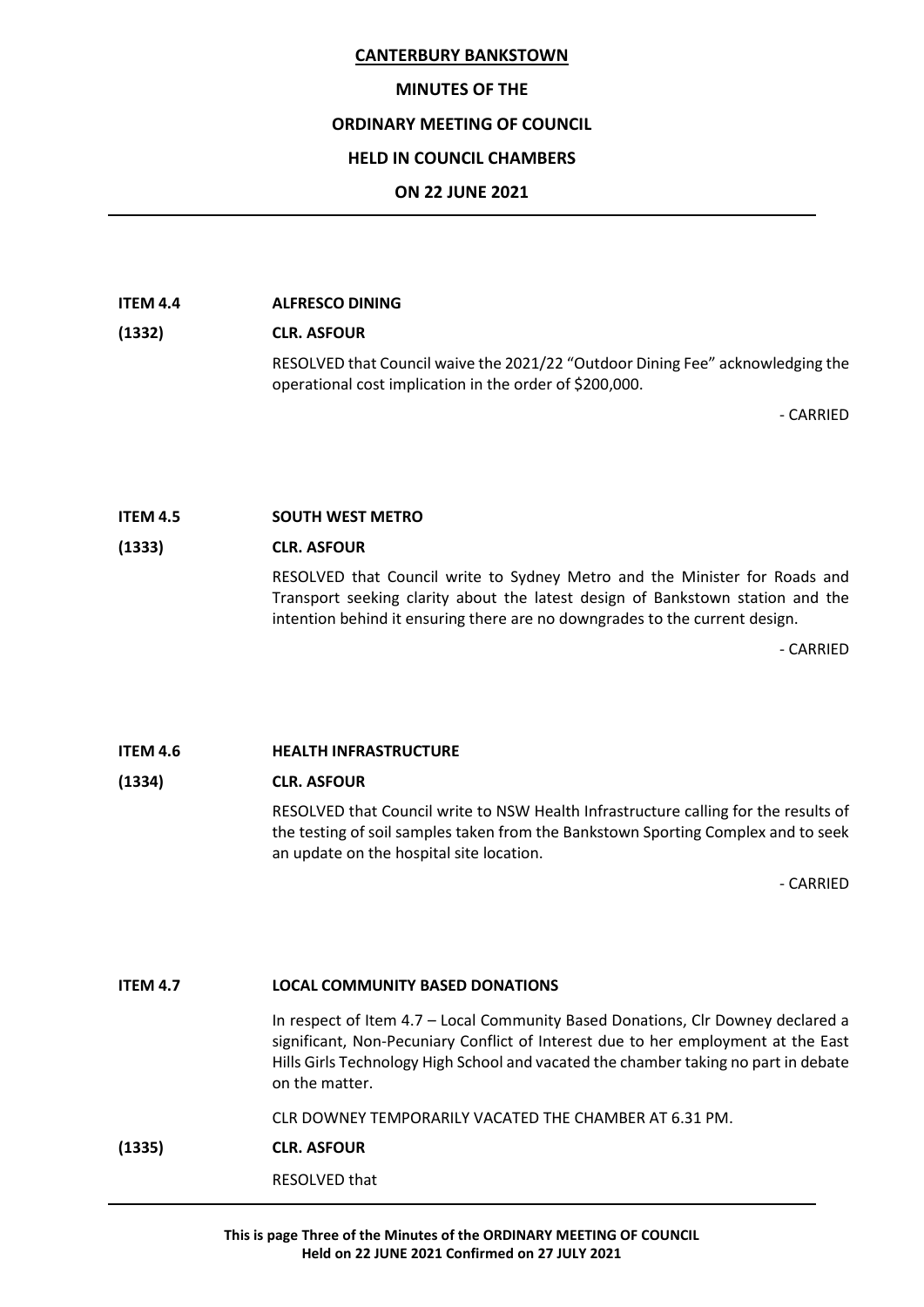**ITEM 4.4 ALFRESCO DINING**

**(1332) CLR. ASFOUR**

RESOLVED that Council waive the 2021/22 "Outdoor Dining Fee" acknowledging the operational cost implication in the order of $200,000.

\- CARRIED

**ITEM 4.5 SOUTH WEST METRO**

**(1333) CLR. ASFOUR**

RESOLVED that Council write to Sydney Metro and the Minister for Roads and Transport seeking clarity about the latest design of Bankstown station and the intention behind it ensuring there are no downgrades to the current design.

\- CARRIED

**ITEM 4.6 HEALTH INFRASTRUCTURE**

**(1334) CLR. ASFOUR**

RESOLVED that Council write to NSW Health Infrastructure calling for the results of the testing of soil samples taken from the Bankstown Sporting Complex and to seek an update on the hospital site location.

\- CARRIED

**ITEM 4.7 LOCAL COMMUNITY BASED DONATIONS**

In respect of Item 4.7 – Local Community Based Donations, Clr Downey declared a significant, Non-Pecuniary Conflict of Interest due to her employment at the East Hills Girls Technology High School and vacated the chamber taking no part in debate on the matter.

CLR DOWNEY TEMPORARILY VACATED THE CHAMBER AT 6.31 PM.

**(1335) CLR. ASFOUR**

RESOLVED that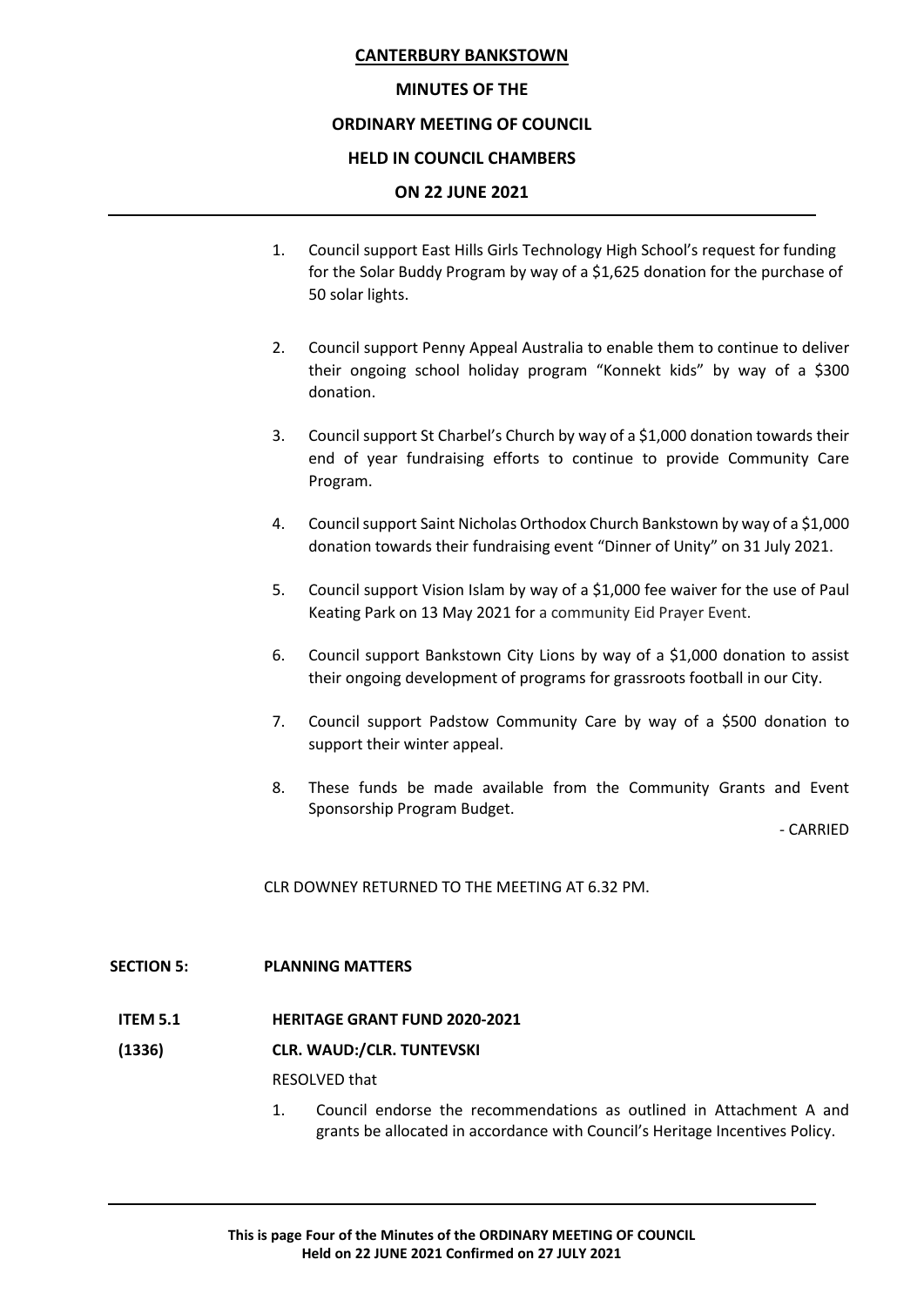1. Council support East Hills Girls Technology High School's request for funding for the Solar Buddy Program by way of a $1,625 donation for the purchase of 50 solar lights.

2. Council support Penny Appeal Australia to enable them to continue to deliver their ongoing school holiday program "Konnekt kids" by way of a $300 donation.

3. Council support St Charbel's Church by way of a $1,000 donation towards their end of year fundraising efforts to continue to provide Community Care Program.

4. Council support Saint Nicholas Orthodox Church Bankstown by way of a $1,000 donation towards their fundraising event "Dinner of Unity" on 31 July 2021.

5. Council support Vision Islam by way of a $1,000 fee waiver for the use of Paul Keating Park on 13 May 2021 for a community Eid Prayer Event.

6. Council support Bankstown City Lions by way of a $1,000 donation to assist their ongoing development of programs for grassroots football in our City.

7. Council support Padstow Community Care by way of a $500 donation to support their winter appeal.

8. These funds be made available from the Community Grants and Event Sponsorship Program Budget.

- CARRIED

CLR DOWNEY RETURNED TO THE MEETING AT 6.32 PM.

## SECTION 5: PLANNING MATTERS

**ITEM 5.1 HERITAGE GRANT FUND 2020-2021**

**(1336) CLR. WAUD:/CLR. TUNTEVSKI**

RESOLVED that

1. Council endorse the recommendations as outlined in Attachment A and grants be allocated in accordance with Council's Heritage Incentives Policy.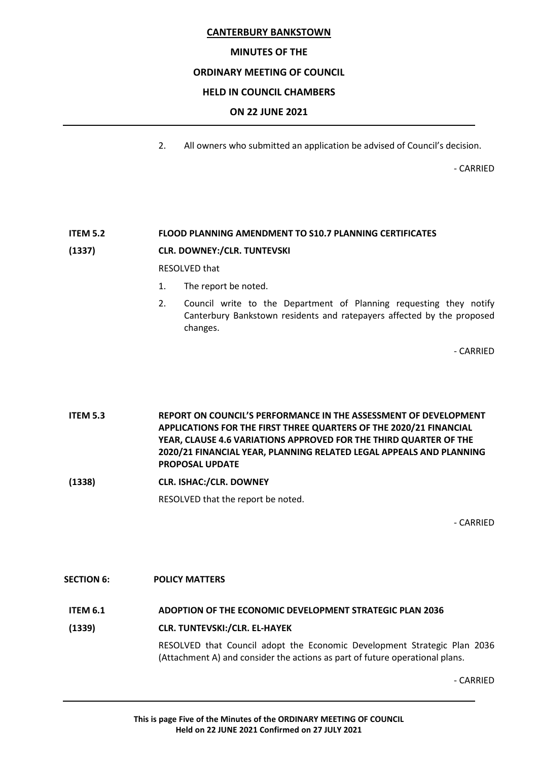2. All owners who submitted an application be advised of Council's decision.

- CARRIED

**ITEM 5.2** **FLOOD PLANNING AMENDMENT TO S10.7 PLANNING CERTIFICATES**

**(1337)** **CLR. DOWNEY:/CLR. TUNTEVSKI**

RESOLVED that

1. The report be noted.
2. Council write to the Department of Planning requesting they notify Canterbury Bankstown residents and ratepayers affected by the proposed changes.

- CARRIED

**ITEM 5.3** **REPORT ON COUNCIL'S PERFORMANCE IN THE ASSESSMENT OF DEVELOPMENT APPLICATIONS FOR THE FIRST THREE QUARTERS OF THE 2020/21 FINANCIAL YEAR, CLAUSE 4.6 VARIATIONS APPROVED FOR THE THIRD QUARTER OF THE 2020/21 FINANCIAL YEAR, PLANNING RELATED LEGAL APPEALS AND PLANNING PROPOSAL UPDATE**

**(1338)** **CLR. ISHAC:/CLR. DOWNEY**

RESOLVED that the report be noted.

- CARRIED

## SECTION 6: POLICY MATTERS

**ITEM 6.1** **ADOPTION OF THE ECONOMIC DEVELOPMENT STRATEGIC PLAN 2036**

**(1339)** **CLR. TUNTEVSKI:/CLR. EL-HAYEK**

RESOLVED that Council adopt the Economic Development Strategic Plan 2036 (Attachment A) and consider the actions as part of future operational plans.

- CARRIED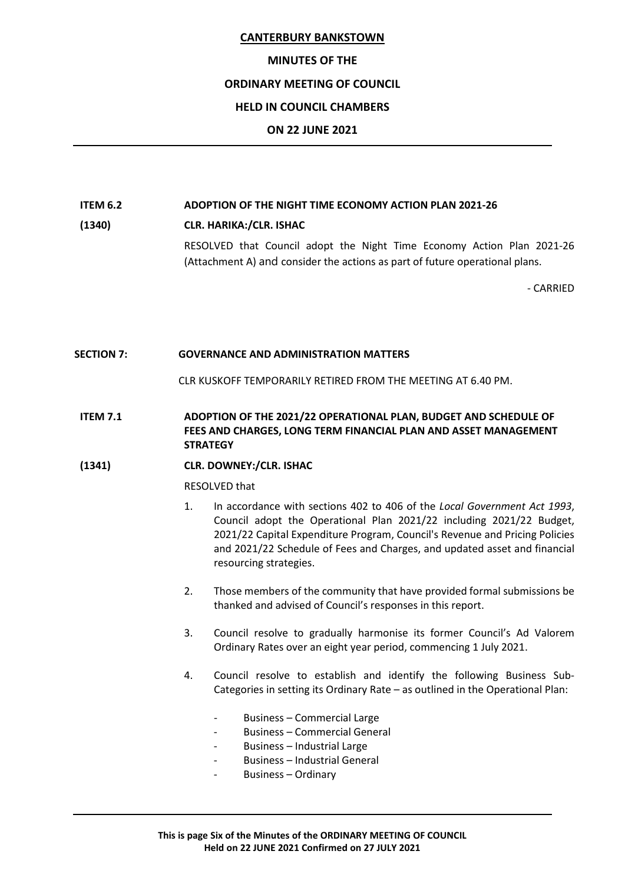**ITEM 6.2** **ADOPTION OF THE NIGHT TIME ECONOMY ACTION PLAN 2021-26**

**(1340)** **CLR. HARIKA:/CLR. ISHAC**

RESOLVED that Council adopt the Night Time Economy Action Plan 2021-26 (Attachment A) and consider the actions as part of future operational plans.

\- CARRIED

**SECTION 7:** **GOVERNANCE AND ADMINISTRATION MATTERS**

CLR KUSKOFF TEMPORARILY RETIRED FROM THE MEETING AT 6.40 PM.

**ITEM 7.1** **ADOPTION OF THE 2021/22 OPERATIONAL PLAN, BUDGET AND SCHEDULE OF FEES AND CHARGES, LONG TERM FINANCIAL PLAN AND ASSET MANAGEMENT STRATEGY**

**(1341)** **CLR. DOWNEY:/CLR. ISHAC**

RESOLVED that

1. In accordance with sections 402 to 406 of the *Local Government Act 1993*, Council adopt the Operational Plan 2021/22 including 2021/22 Budget, 2021/22 Capital Expenditure Program, Council's Revenue and Pricing Policies and 2021/22 Schedule of Fees and Charges, and updated asset and financial resourcing strategies.

2. Those members of the community that have provided formal submissions be thanked and advised of Council's responses in this report.

3. Council resolve to gradually harmonise its former Council's Ad Valorem Ordinary Rates over an eight year period, commencing 1 July 2021.

4. Council resolve to establish and identify the following Business Sub-Categories in setting its Ordinary Rate – as outlined in the Operational Plan:

   - Business – Commercial Large
   - Business – Commercial General
   - Business – Industrial Large
   - Business – Industrial General
   - Business – Ordinary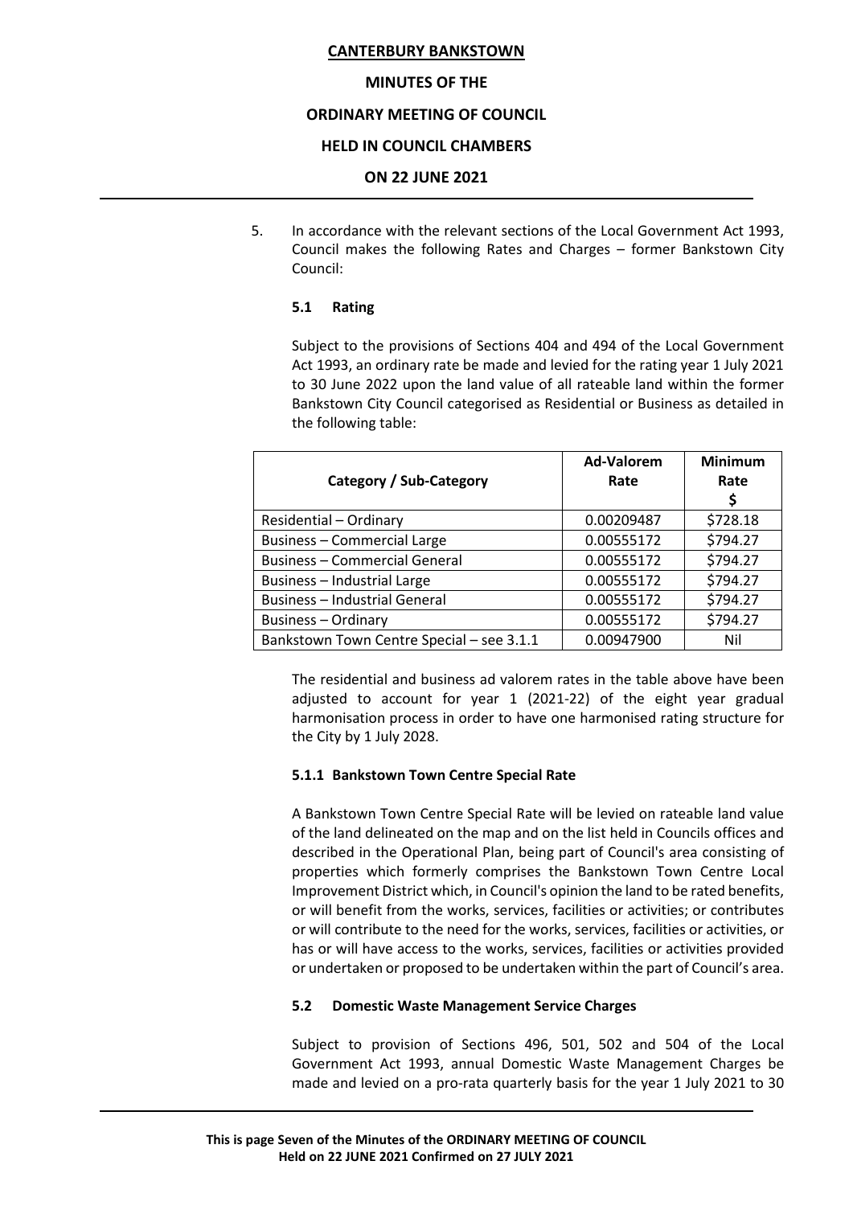5. In accordance with the relevant sections of the Local Government Act 1993, Council makes the following Rates and Charges – former Bankstown City Council:

### 5.1 Rating

Subject to the provisions of Sections 404 and 494 of the Local Government Act 1993, an ordinary rate be made and levied for the rating year 1 July 2021 to 30 June 2022 upon the land value of all rateable land within the former Bankstown City Council categorised as Residential or Business as detailed in the following table:

| Category / Sub-Category | Ad-Valorem Rate | Minimum Rate $ |
|---|---|---|
| Residential – Ordinary | 0.00209487 | $728.18 |
| Business – Commercial Large | 0.00555172 | $794.27 |
| Business – Commercial General | 0.00555172 | $794.27 |
| Business – Industrial Large | 0.00555172 | $794.27 |
| Business – Industrial General | 0.00555172 | $794.27 |
| Business – Ordinary | 0.00555172 | $794.27 |
| Bankstown Town Centre Special – see 3.1.1 | 0.00947900 | Nil |

The residential and business ad valorem rates in the table above have been adjusted to account for year 1 (2021-22) of the eight year gradual harmonisation process in order to have one harmonised rating structure for the City by 1 July 2028.

#### 5.1.1 Bankstown Town Centre Special Rate

A Bankstown Town Centre Special Rate will be levied on rateable land value of the land delineated on the map and on the list held in Councils offices and described in the Operational Plan, being part of Council's area consisting of properties which formerly comprises the Bankstown Town Centre Local Improvement District which, in Council's opinion the land to be rated benefits, or will benefit from the works, services, facilities or activities; or contributes or will contribute to the need for the works, services, facilities or activities, or has or will have access to the works, services, facilities or activities provided or undertaken or proposed to be undertaken within the part of Council's area.

### 5.2 Domestic Waste Management Service Charges

Subject to provision of Sections 496, 501, 502 and 504 of the Local Government Act 1993, annual Domestic Waste Management Charges be made and levied on a pro-rata quarterly basis for the year 1 July 2021 to 30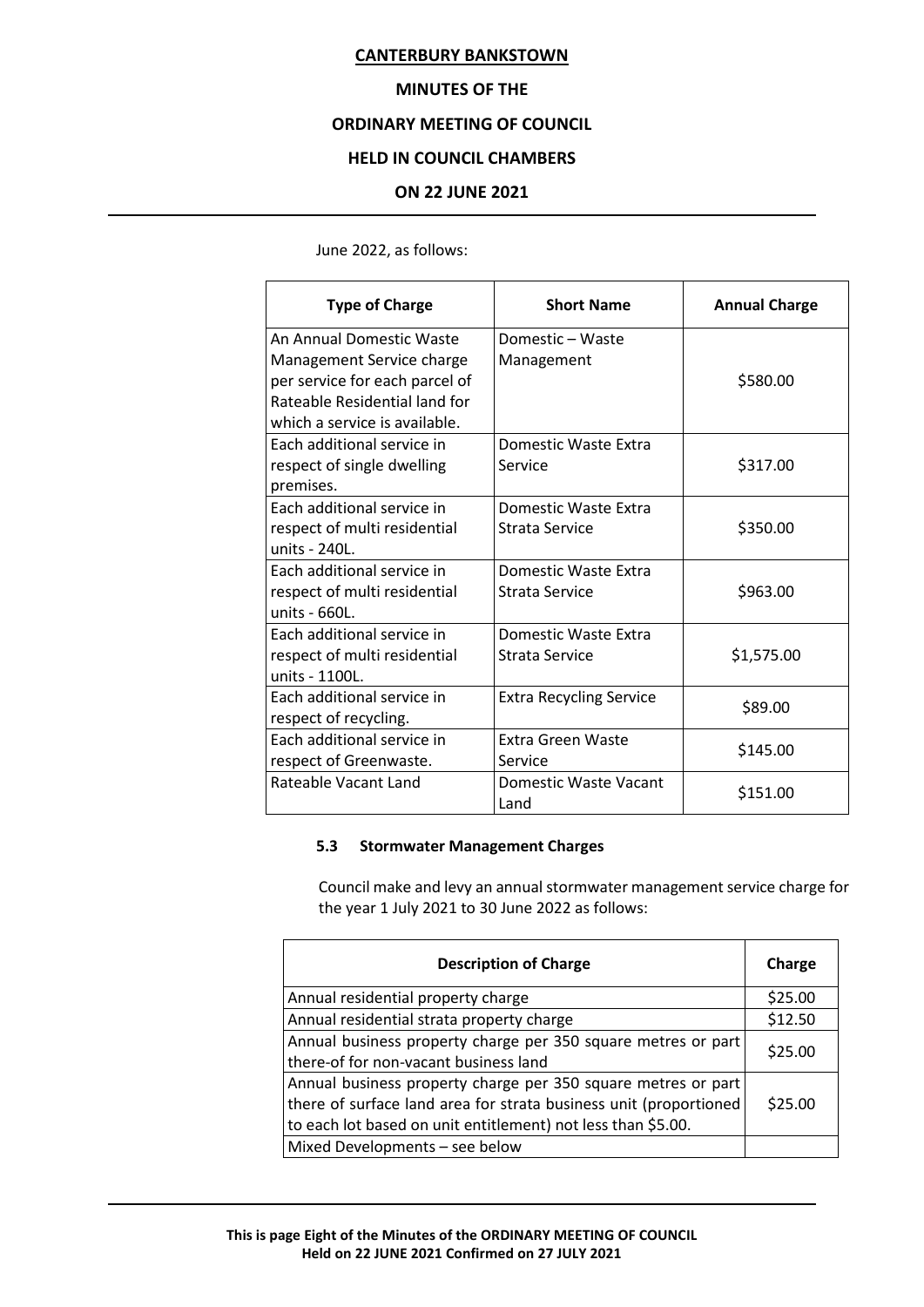June 2022, as follows:

| Type of Charge | Short Name | Annual Charge |
|---|---|---|
| An Annual Domestic Waste Management Service charge per service for each parcel of Rateable Residential land for which a service is available. | Domestic – Waste Management | $580.00 |
| Each additional service in respect of single dwelling premises. | Domestic Waste Extra Service | $317.00 |
| Each additional service in respect of multi residential units - 240L. | Domestic Waste Extra Strata Service | $350.00 |
| Each additional service in respect of multi residential units - 660L. | Domestic Waste Extra Strata Service | $963.00 |
| Each additional service in respect of multi residential units - 1100L. | Domestic Waste Extra Strata Service | $1,575.00 |
| Each additional service in respect of recycling. | Extra Recycling Service | $89.00 |
| Each additional service in respect of Greenwaste. | Extra Green Waste Service | $145.00 |
| Rateable Vacant Land | Domestic Waste Vacant Land | $151.00 |

### 5.3 Stormwater Management Charges

Council make and levy an annual stormwater management service charge for the year 1 July 2021 to 30 June 2022 as follows:

| Description of Charge | Charge |
|---|---|
| Annual residential property charge | $25.00 |
| Annual residential strata property charge | $12.50 |
| Annual business property charge per 350 square metres or part there-of for non-vacant business land | $25.00 |
| Annual business property charge per 350 square metres or part there of surface land area for strata business unit (proportioned to each lot based on unit entitlement) not less than $5.00. | $25.00 |
| Mixed Developments – see below | |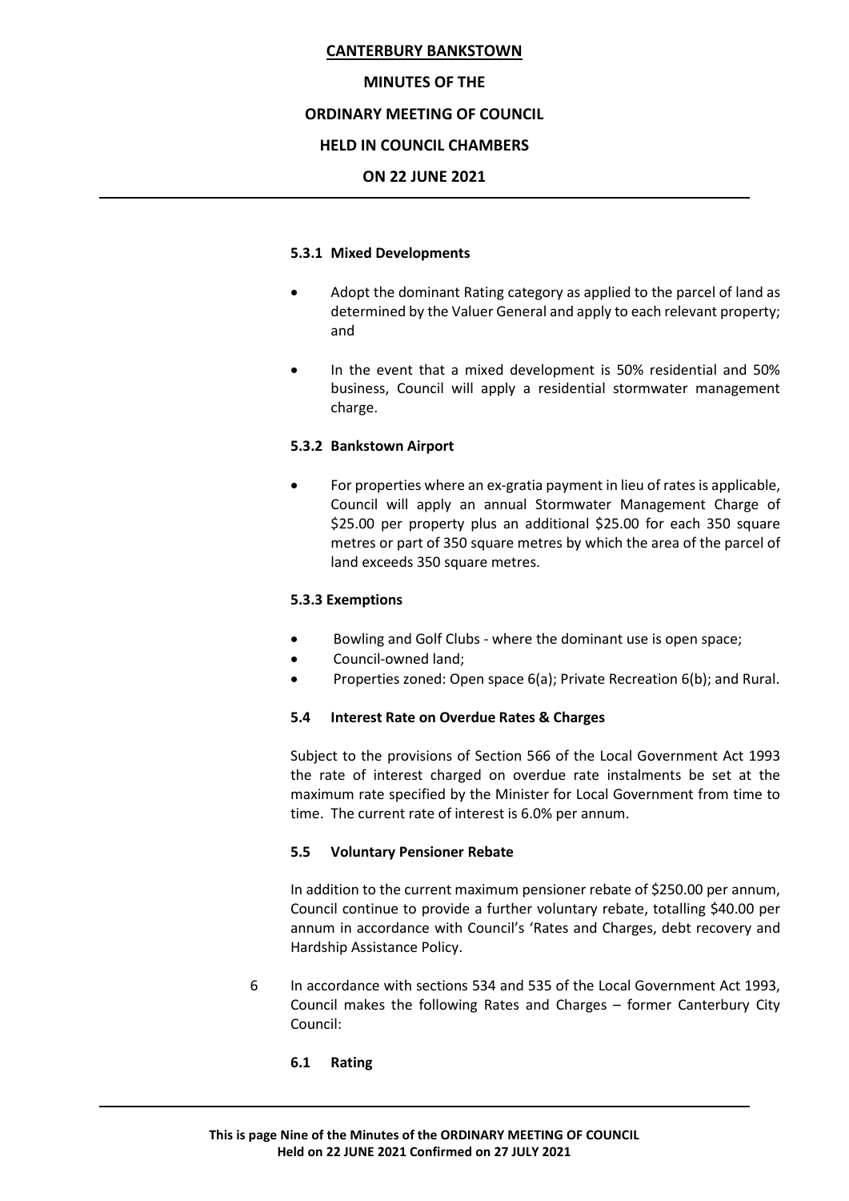#### 5.3.1 Mixed Developments

- Adopt the dominant Rating category as applied to the parcel of land as determined by the Valuer General and apply to each relevant property; and
- In the event that a mixed development is 50% residential and 50% business, Council will apply a residential stormwater management charge.

#### 5.3.2 Bankstown Airport

- For properties where an ex-gratia payment in lieu of rates is applicable, Council will apply an annual Stormwater Management Charge of $25.00 per property plus an additional $25.00 for each 350 square metres or part of 350 square metres by which the area of the parcel of land exceeds 350 square metres.

#### 5.3.3 Exemptions

- Bowling and Golf Clubs - where the dominant use is open space;
- Council-owned land;
- Properties zoned: Open space 6(a); Private Recreation 6(b); and Rural.

#### 5.4 Interest Rate on Overdue Rates & Charges

Subject to the provisions of Section 566 of the Local Government Act 1993 the rate of interest charged on overdue rate instalments be set at the maximum rate specified by the Minister for Local Government from time to time. The current rate of interest is 6.0% per annum.

#### 5.5 Voluntary Pensioner Rebate

In addition to the current maximum pensioner rebate of $250.00 per annum, Council continue to provide a further voluntary rebate, totalling $40.00 per annum in accordance with Council's 'Rates and Charges, debt recovery and Hardship Assistance Policy.

6 In accordance with sections 534 and 535 of the Local Government Act 1993, Council makes the following Rates and Charges – former Canterbury City Council:

#### 6.1 Rating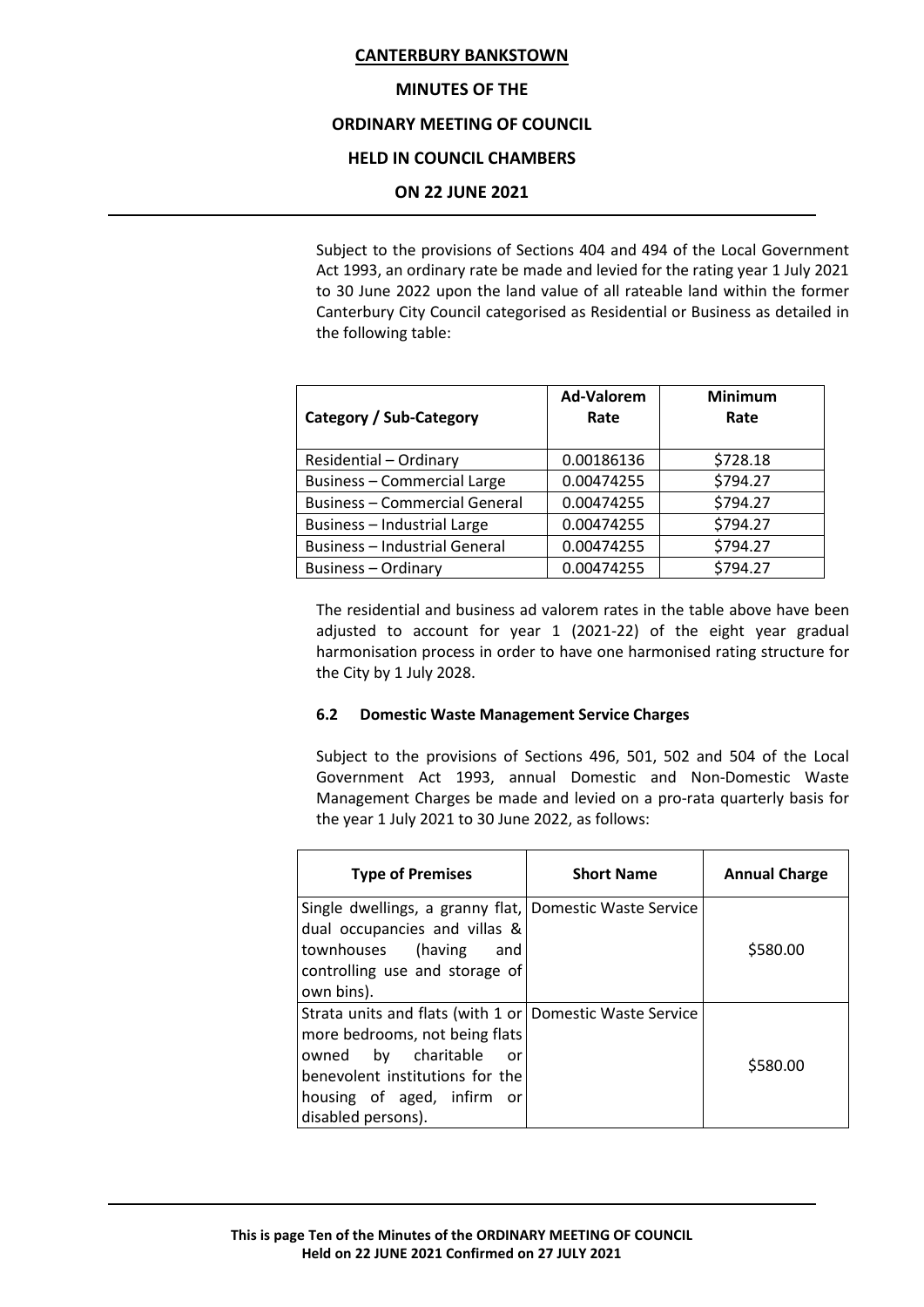Subject to the provisions of Sections 404 and 494 of the Local Government Act 1993, an ordinary rate be made and levied for the rating year 1 July 2021 to 30 June 2022 upon the land value of all rateable land within the former Canterbury City Council categorised as Residential or Business as detailed in the following table:

| Category / Sub-Category | Ad-Valorem Rate | Minimum Rate |
|---|---|---|
| Residential – Ordinary | 0.00186136 | $728.18 |
| Business – Commercial Large | 0.00474255 | $794.27 |
| Business – Commercial General | 0.00474255 | $794.27 |
| Business – Industrial Large | 0.00474255 | $794.27 |
| Business – Industrial General | 0.00474255 | $794.27 |
| Business – Ordinary | 0.00474255 | $794.27 |

The residential and business ad valorem rates in the table above have been adjusted to account for year 1 (2021-22) of the eight year gradual harmonisation process in order to have one harmonised rating structure for the City by 1 July 2028.

#### 6.2 Domestic Waste Management Service Charges

Subject to the provisions of Sections 496, 501, 502 and 504 of the Local Government Act 1993, annual Domestic and Non-Domestic Waste Management Charges be made and levied on a pro-rata quarterly basis for the year 1 July 2021 to 30 June 2022, as follows:

| Type of Premises | Short Name | Annual Charge |
|---|---|---|
| Single dwellings, a granny flat, dual occupancies and villas & townhouses (having and controlling use and storage of own bins). | Domestic Waste Service | $580.00 |
| Strata units and flats (with 1 or more bedrooms, not being flats owned by charitable or benevolent institutions for the housing of aged, infirm or disabled persons). | Domestic Waste Service | $580.00 |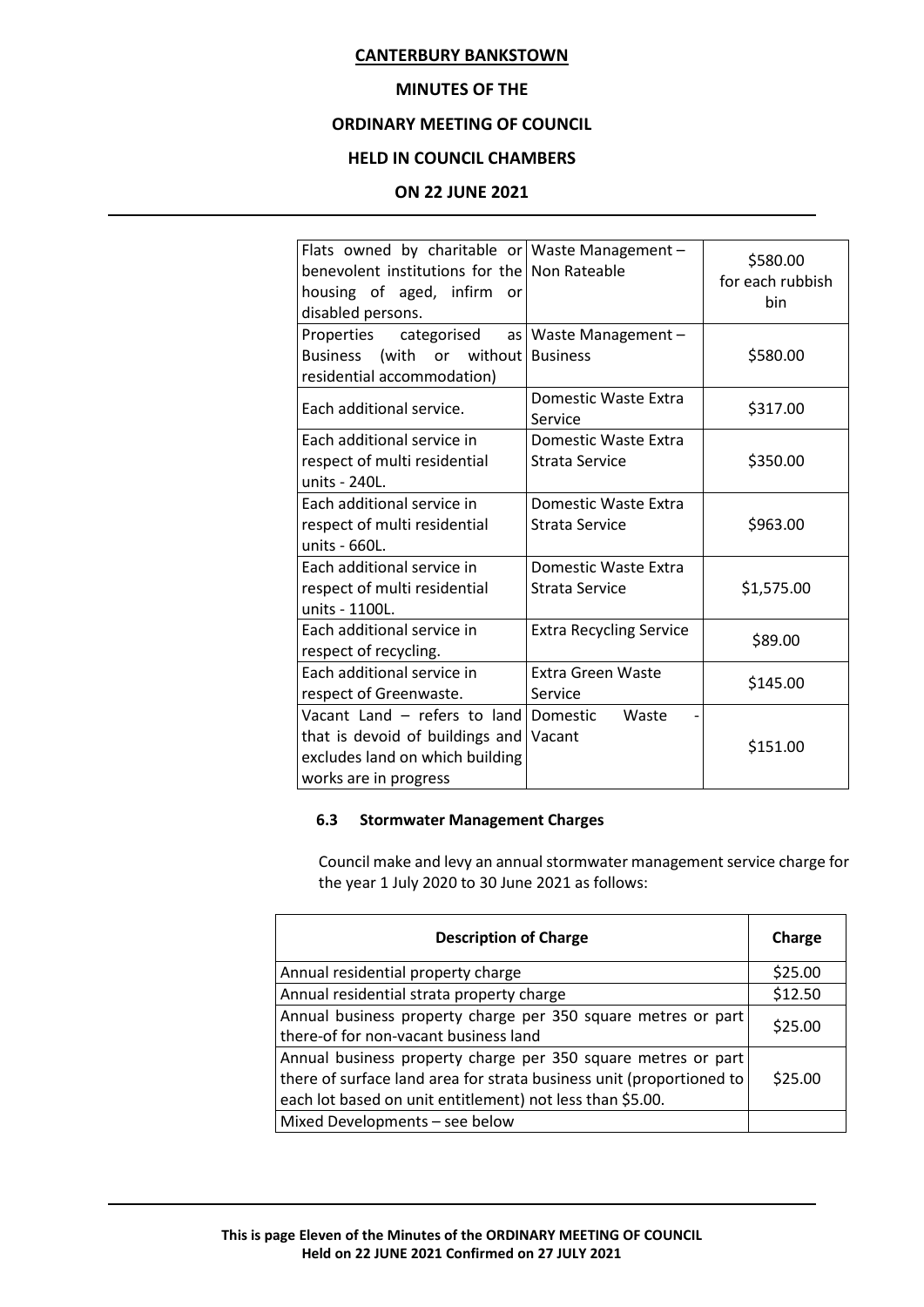| | | |
|---|---|---|
| Flats owned by charitable or benevolent institutions for the housing of aged, infirm or disabled persons. | Waste Management – Non Rateable | $580.00 for each rubbish bin |
| Properties categorised as Business (with or without residential accommodation) | Waste Management – Business | $580.00 |
| Each additional service. | Domestic Waste Extra Service | $317.00 |
| Each additional service in respect of multi residential units - 240L. | Domestic Waste Extra Strata Service | $350.00 |
| Each additional service in respect of multi residential units - 660L. | Domestic Waste Extra Strata Service | $963.00 |
| Each additional service in respect of multi residential units - 1100L. | Domestic Waste Extra Strata Service | $1,575.00 |
| Each additional service in respect of recycling. | Extra Recycling Service | $89.00 |
| Each additional service in respect of Greenwaste. | Extra Green Waste Service | $145.00 |
| Vacant Land – refers to land that is devoid of buildings and excludes land on which building works are in progress | Domestic Waste - Vacant | $151.00 |

### 6.3 Stormwater Management Charges

Council make and levy an annual stormwater management service charge for the year 1 July 2020 to 30 June 2021 as follows:

| Description of Charge | Charge |
|---|---|
| Annual residential property charge | $25.00 |
| Annual residential strata property charge | $12.50 |
| Annual business property charge per 350 square metres or part there-of for non-vacant business land | $25.00 |
| Annual business property charge per 350 square metres or part there of surface land area for strata business unit (proportioned to each lot based on unit entitlement) not less than $5.00. | $25.00 |
| Mixed Developments – see below | |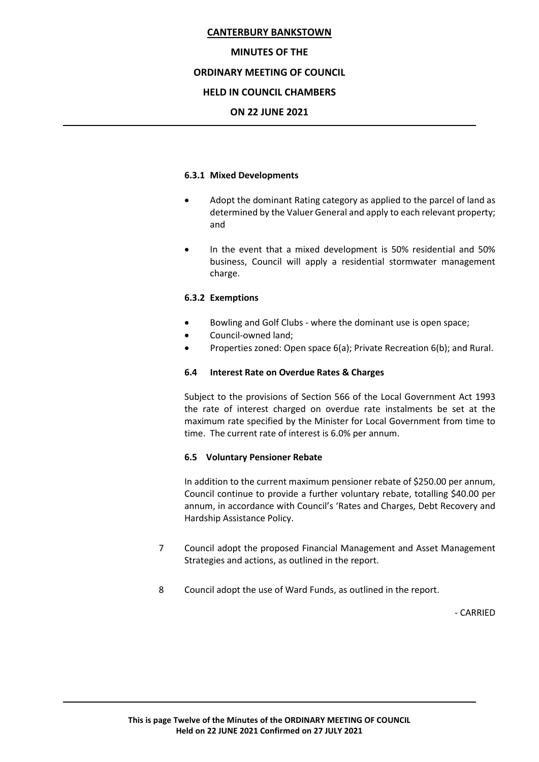#### 6.3.1 Mixed Developments

- Adopt the dominant Rating category as applied to the parcel of land as determined by the Valuer General and apply to each relevant property; and
- In the event that a mixed development is 50% residential and 50% business, Council will apply a residential stormwater management charge.

#### 6.3.2 Exemptions

- Bowling and Golf Clubs - where the dominant use is open space;
- Council-owned land;
- Properties zoned: Open space 6(a); Private Recreation 6(b); and Rural.

#### 6.4 Interest Rate on Overdue Rates & Charges

Subject to the provisions of Section 566 of the Local Government Act 1993 the rate of interest charged on overdue rate instalments be set at the maximum rate specified by the Minister for Local Government from time to time. The current rate of interest is 6.0% per annum.

#### 6.5 Voluntary Pensioner Rebate

In addition to the current maximum pensioner rebate of $250.00 per annum, Council continue to provide a further voluntary rebate, totalling $40.00 per annum, in accordance with Council's 'Rates and Charges, Debt Recovery and Hardship Assistance Policy.

7 Council adopt the proposed Financial Management and Asset Management Strategies and actions, as outlined in the report.

8 Council adopt the use of Ward Funds, as outlined in the report.

\- CARRIED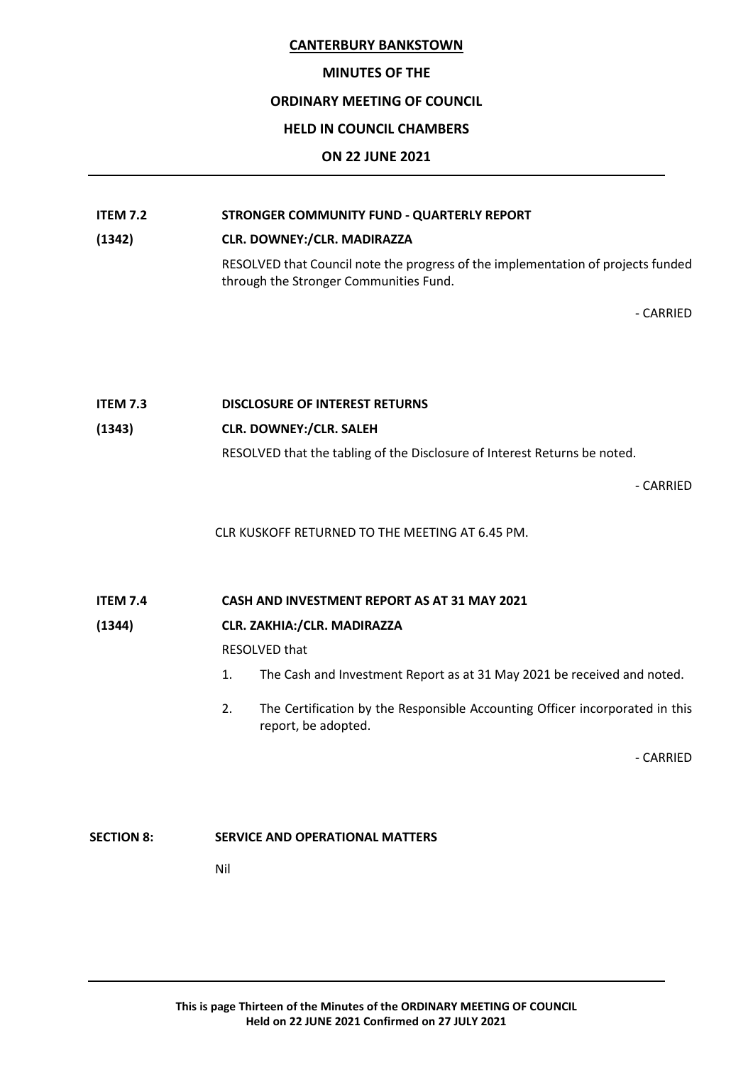**ITEM 7.2 STRONGER COMMUNITY FUND - QUARTERLY REPORT**

**(1342) CLR. DOWNEY:/CLR. MADIRAZZA**

RESOLVED that Council note the progress of the implementation of projects funded through the Stronger Communities Fund.

\- CARRIED

**ITEM 7.3 DISCLOSURE OF INTEREST RETURNS**

**(1343) CLR. DOWNEY:/CLR. SALEH**

RESOLVED that the tabling of the Disclosure of Interest Returns be noted.

\- CARRIED

CLR KUSKOFF RETURNED TO THE MEETING AT 6.45 PM.

**ITEM 7.4 CASH AND INVESTMENT REPORT AS AT 31 MAY 2021**

**(1344) CLR. ZAKHIA:/CLR. MADIRAZZA**

RESOLVED that

1. The Cash and Investment Report as at 31 May 2021 be received and noted.
2. The Certification by the Responsible Accounting Officer incorporated in this report, be adopted.

\- CARRIED

**SECTION 8: SERVICE AND OPERATIONAL MATTERS**

Nil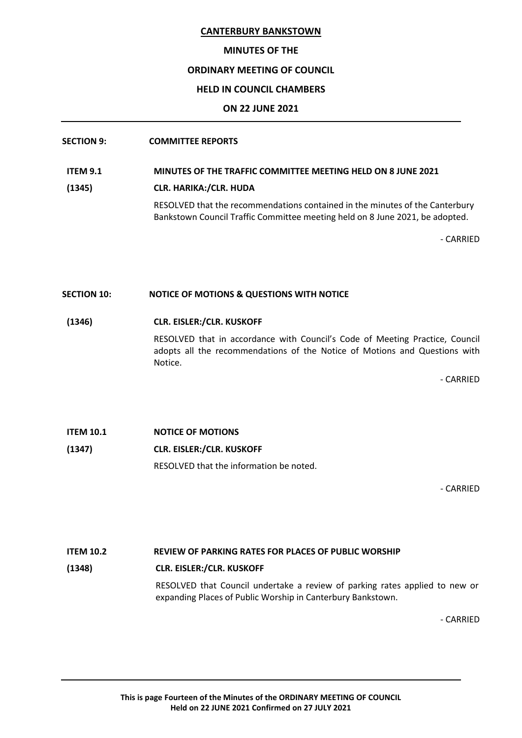**CANTERBURY BANKSTOWN**

**MINUTES OF THE**

**ORDINARY MEETING OF COUNCIL**

**HELD IN COUNCIL CHAMBERS**

**ON 22 JUNE 2021**

---

**SECTION 9: COMMITTEE REPORTS**

**ITEM 9.1 MINUTES OF THE TRAFFIC COMMITTEE MEETING HELD ON 8 JUNE 2021**

**(1345) CLR. HARIKA:/CLR. HUDA**

RESOLVED that the recommendations contained in the minutes of the Canterbury Bankstown Council Traffic Committee meeting held on 8 June 2021, be adopted.

- CARRIED

**SECTION 10: NOTICE OF MOTIONS & QUESTIONS WITH NOTICE**

**(1346) CLR. EISLER:/CLR. KUSKOFF**

RESOLVED that in accordance with Council's Code of Meeting Practice, Council adopts all the recommendations of the Notice of Motions and Questions with Notice.

- CARRIED

**ITEM 10.1 NOTICE OF MOTIONS**

**(1347) CLR. EISLER:/CLR. KUSKOFF**

RESOLVED that the information be noted.

- CARRIED

**ITEM 10.2 REVIEW OF PARKING RATES FOR PLACES OF PUBLIC WORSHIP**

**(1348) CLR. EISLER:/CLR. KUSKOFF**

RESOLVED that Council undertake a review of parking rates applied to new or expanding Places of Public Worship in Canterbury Bankstown.

- CARRIED

---

**This is page Fourteen of the Minutes of the ORDINARY MEETING OF COUNCIL Held on 22 JUNE 2021 Confirmed on 27 JULY 2021**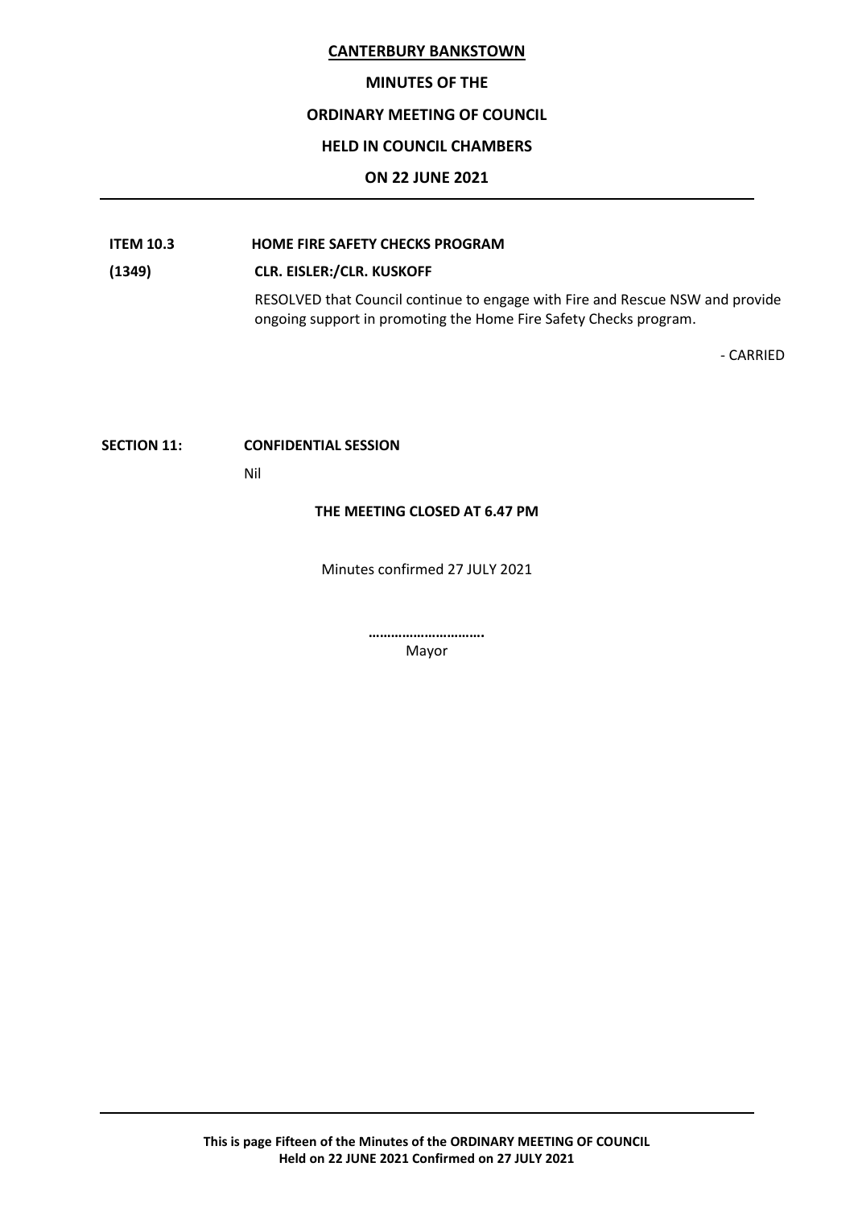**ITEM 10.3 HOME FIRE SAFETY CHECKS PROGRAM**

**(1349) CLR. EISLER:/CLR. KUSKOFF**

RESOLVED that Council continue to engage with Fire and Rescue NSW and provide ongoing support in promoting the Home Fire Safety Checks program.

\- CARRIED

**SECTION 11: CONFIDENTIAL SESSION**

Nil

**THE MEETING CLOSED AT 6.47 PM**

Minutes confirmed 27 JULY 2021

**………………………….**

Mayor